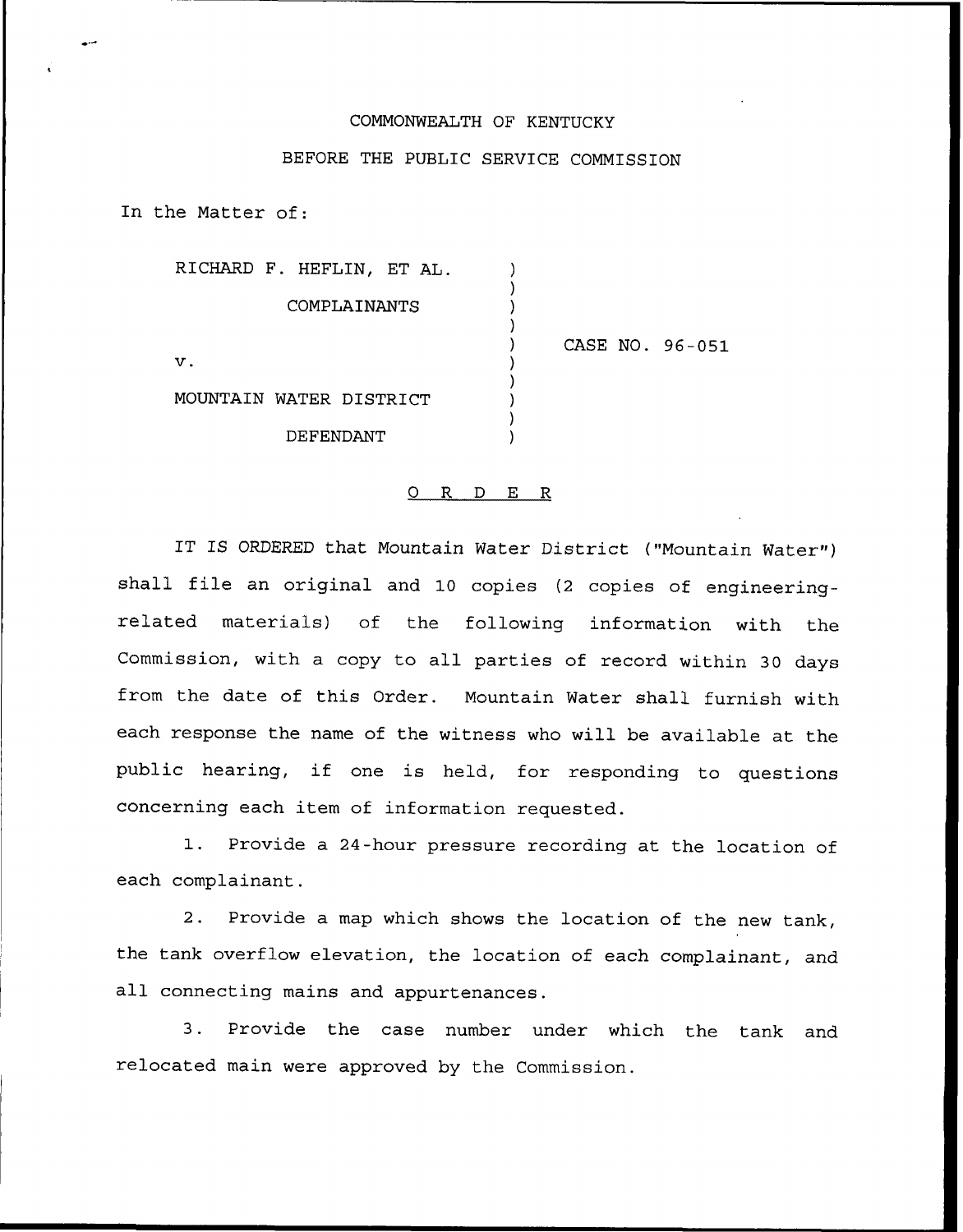COMMONWEALTH OF KENTUCKY

BEFORE THE PUBLIC SERVICE COMMISSION

In the Matter of:

RICHARD F. HEFLIN, ET AL.
COMPLAINANTS

v.

MOUNTAIN WATER DISTRICT
DEFENDANT

) CASE NO. 96-051

O R D E R

IT IS ORDERED that Mountain Water District ("Mountain Water") shall file an original and 10 copies (2 copies of engineering-related materials) of the following information with the Commission, with a copy to all parties of record within 30 days from the date of this Order. Mountain Water shall furnish with each response the name of the witness who will be available at the public hearing, if one is held, for responding to questions concerning each item of information requested.

1. Provide a 24-hour pressure recording at the location of each complainant.

2. Provide a map which shows the location of the new tank, the tank overflow elevation, the location of each complainant, and all connecting mains and appurtenances.

3. Provide the case number under which the tank and relocated main were approved by the Commission.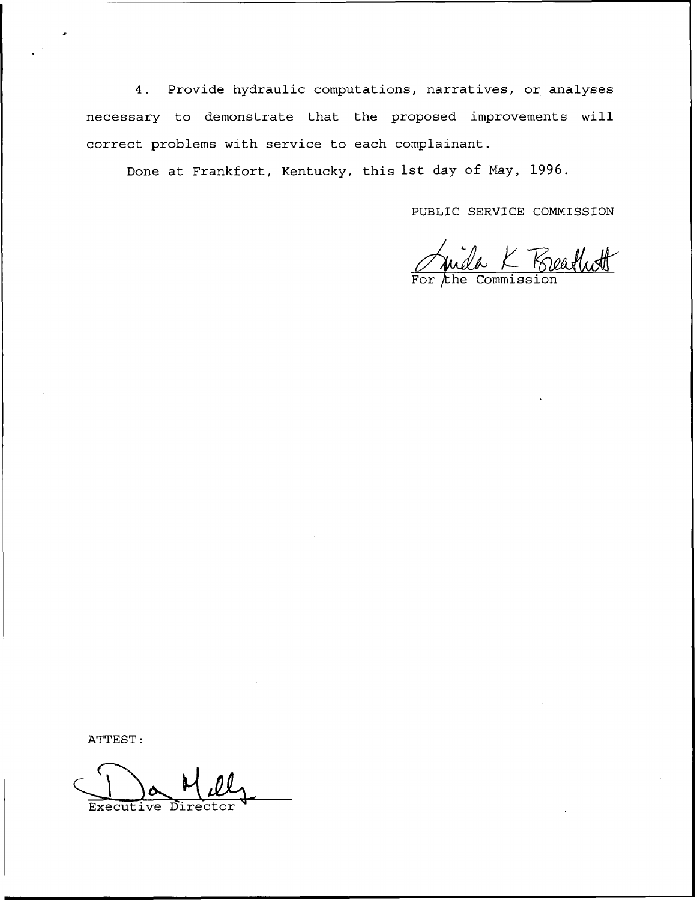4. Provide hydraulic computations, narratives, or analyses necessary to demonstrate that the proposed improvements will correct problems with service to each complainant.

Done at Frankfort, Kentucky, this 1st day of May, 1996.

PUBLIC SERVICE COMMISSION

For the Commission

ATTEST:

Executive Director